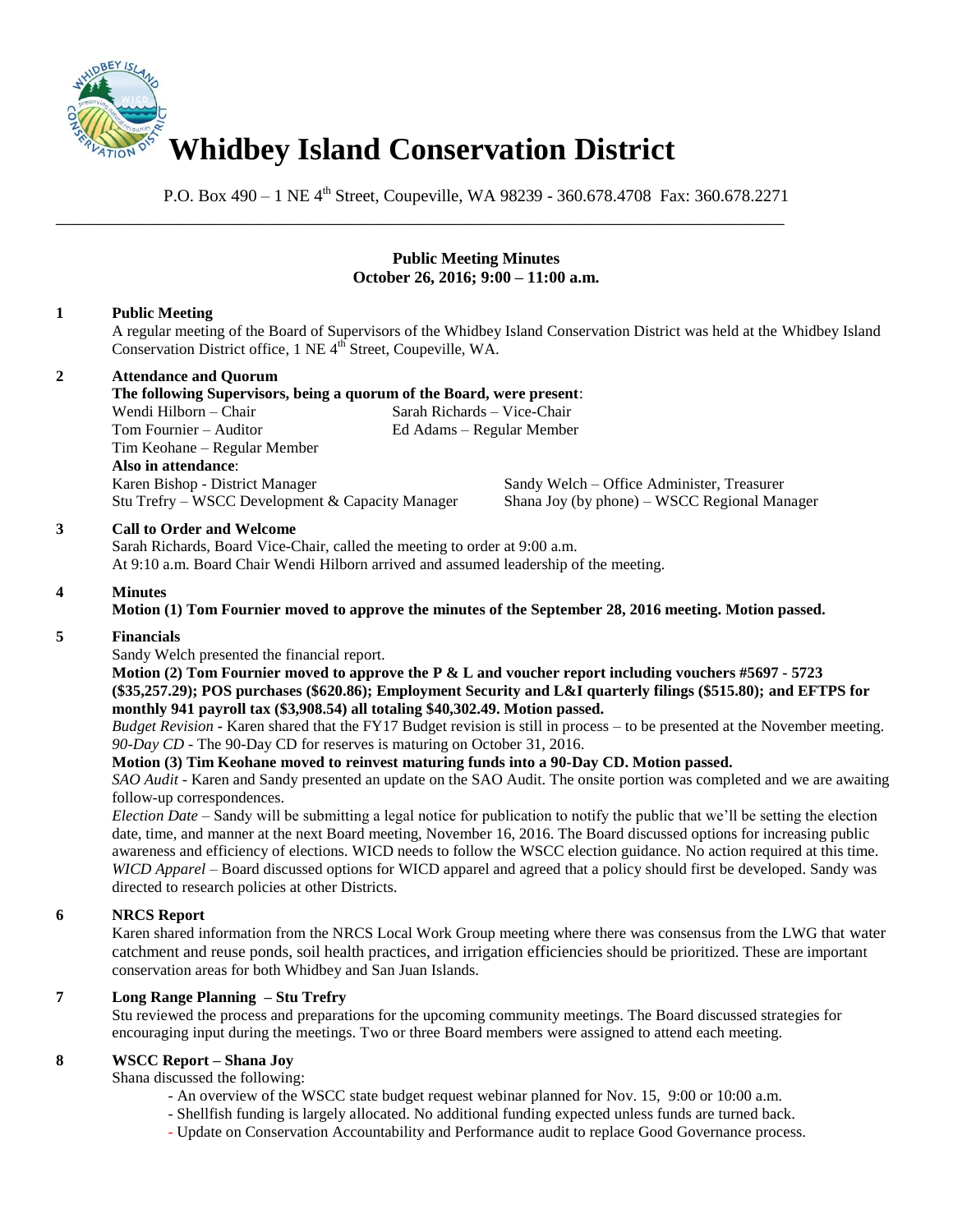# Whidbey Island Conservation District

P.O. Box 490 – 1 NE 4th Street, Coupeville, WA 98239 - 360.678.4708 Fax: 360.678.2271

---

**Public Meeting Minutes**
**October 26, 2016; 9:00 – 11:00 a.m.**

**1 Public Meeting**

A regular meeting of the Board of Supervisors of the Whidbey Island Conservation District was held at the Whidbey Island Conservation District office, 1 NE 4th Street, Coupeville, WA.

**2 Attendance and Quorum**

**The following Supervisors, being a quorum of the Board, were present**:

Wendi Hilborn – Chair
Sarah Richards – Vice-Chair
Tom Fournier – Auditor
Ed Adams – Regular Member
Tim Keohane – Regular Member

**Also in attendance**:

Karen Bishop - District Manager
Sandy Welch – Office Administer, Treasurer
Stu Trefry – WSCC Development & Capacity Manager
Shana Joy (by phone) – WSCC Regional Manager

**3 Call to Order and Welcome**

Sarah Richards, Board Vice-Chair, called the meeting to order at 9:00 a.m.
At 9:10 a.m. Board Chair Wendi Hilborn arrived and assumed leadership of the meeting.

**4 Minutes**

**Motion (1) Tom Fournier moved to approve the minutes of the September 28, 2016 meeting. Motion passed.**

**5 Financials**

Sandy Welch presented the financial report.

**Motion (2) Tom Fournier moved to approve the P & L and voucher report including vouchers #5697 - 5723 ($35,257.29); POS purchases ($620.86); Employment Security and L&I quarterly filings ($515.80); and EFTPS for monthly 941 payroll tax ($3,908.54) all totaling $40,302.49. Motion passed.**

*Budget Revision* - Karen shared that the FY17 Budget revision is still in process – to be presented at the November meeting.

*90-Day CD* - The 90-Day CD for reserves is maturing on October 31, 2016.

**Motion (3) Tim Keohane moved to reinvest maturing funds into a 90-Day CD. Motion passed.**

*SAO Audit* - Karen and Sandy presented an update on the SAO Audit. The onsite portion was completed and we are awaiting follow-up correspondences.

*Election Date* – Sandy will be submitting a legal notice for publication to notify the public that we'll be setting the election date, time, and manner at the next Board meeting, November 16, 2016. The Board discussed options for increasing public awareness and efficiency of elections. WICD needs to follow the WSCC election guidance. No action required at this time.

*WICD Apparel* – Board discussed options for WICD apparel and agreed that a policy should first be developed. Sandy was directed to research policies at other Districts.

**6 NRCS Report**

Karen shared information from the NRCS Local Work Group meeting where there was consensus from the LWG that water catchment and reuse ponds, soil health practices, and irrigation efficiencies should be prioritized. These are important conservation areas for both Whidbey and San Juan Islands.

**7 Long Range Planning – Stu Trefry**

Stu reviewed the process and preparations for the upcoming community meetings. The Board discussed strategies for encouraging input during the meetings. Two or three Board members were assigned to attend each meeting.

**8 WSCC Report – Shana Joy**

Shana discussed the following:

- An overview of the WSCC state budget request webinar planned for Nov. 15, 9:00 or 10:00 a.m.
- Shellfish funding is largely allocated. No additional funding expected unless funds are turned back.
- Update on Conservation Accountability and Performance audit to replace Good Governance process.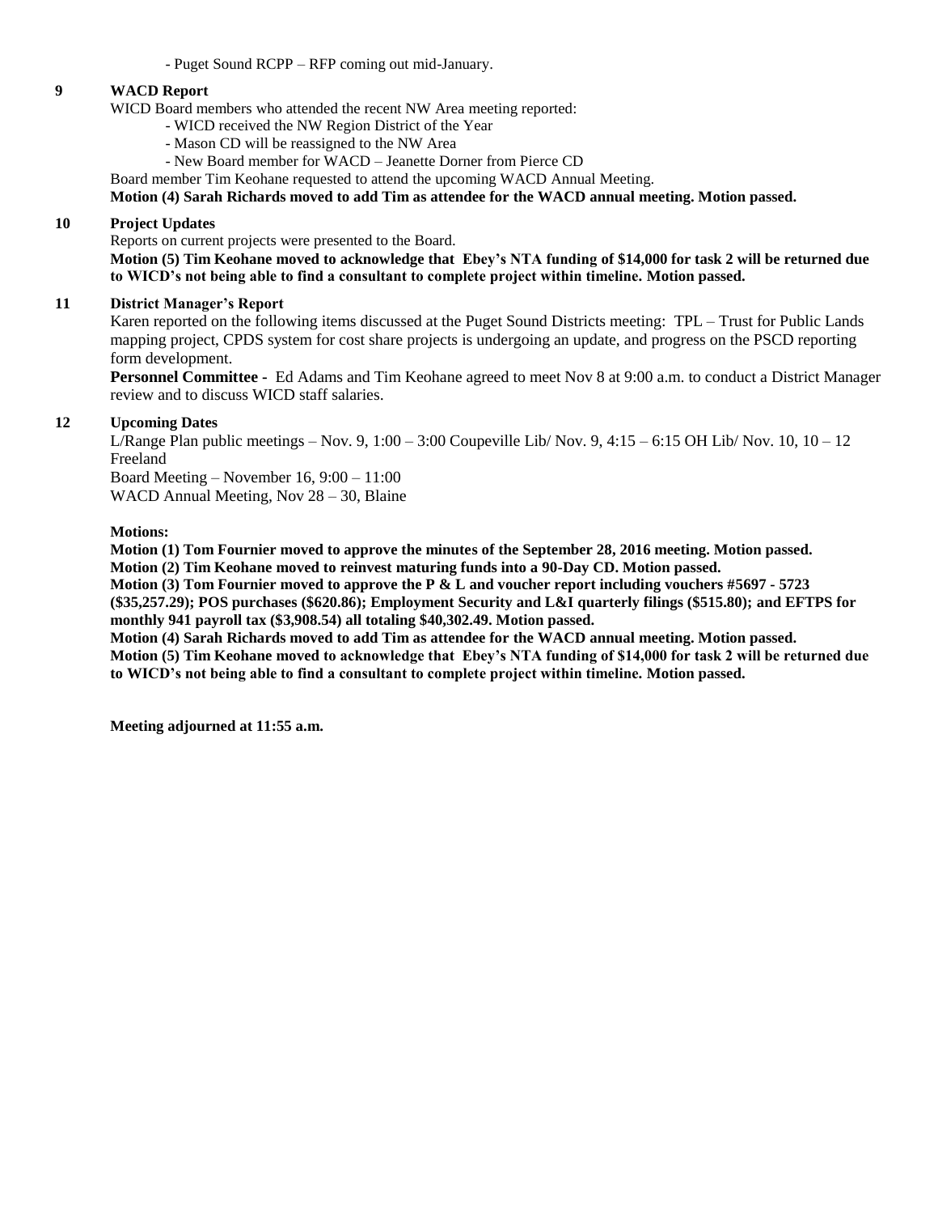- Puget Sound RCPP – RFP coming out mid-January.

**9 WACD Report**

WICD Board members who attended the recent NW Area meeting reported:

- WICD received the NW Region District of the Year
- Mason CD will be reassigned to the NW Area
- New Board member for WACD – Jeanette Dorner from Pierce CD

Board member Tim Keohane requested to attend the upcoming WACD Annual Meeting.

**Motion (4) Sarah Richards moved to add Tim as attendee for the WACD annual meeting. Motion passed.**

**10 Project Updates**

Reports on current projects were presented to the Board.

**Motion (5) Tim Keohane moved to acknowledge that Ebey's NTA funding of $14,000 for task 2 will be returned due to WICD's not being able to find a consultant to complete project within timeline. Motion passed.**

**11 District Manager's Report**

Karen reported on the following items discussed at the Puget Sound Districts meeting: TPL – Trust for Public Lands mapping project, CPDS system for cost share projects is undergoing an update, and progress on the PSCD reporting form development.

**Personnel Committee -** Ed Adams and Tim Keohane agreed to meet Nov 8 at 9:00 a.m. to conduct a District Manager review and to discuss WICD staff salaries.

**12 Upcoming Dates**

L/Range Plan public meetings – Nov. 9, 1:00 – 3:00 Coupeville Lib/ Nov. 9, 4:15 – 6:15 OH Lib/ Nov. 10, 10 – 12 Freeland

Board Meeting – November 16, 9:00 – 11:00

WACD Annual Meeting, Nov 28 – 30, Blaine

**Motions:**

**Motion (1) Tom Fournier moved to approve the minutes of the September 28, 2016 meeting. Motion passed.**

**Motion (2) Tim Keohane moved to reinvest maturing funds into a 90-Day CD. Motion passed.**

**Motion (3) Tom Fournier moved to approve the P & L and voucher report including vouchers #5697 - 5723 ($35,257.29); POS purchases ($620.86); Employment Security and L&I quarterly filings ($515.80); and EFTPS for monthly 941 payroll tax ($3,908.54) all totaling $40,302.49. Motion passed.**

**Motion (4) Sarah Richards moved to add Tim as attendee for the WACD annual meeting. Motion passed.**

**Motion (5) Tim Keohane moved to acknowledge that Ebey's NTA funding of $14,000 for task 2 will be returned due to WICD's not being able to find a consultant to complete project within timeline. Motion passed.**

**Meeting adjourned at 11:55 a.m.**